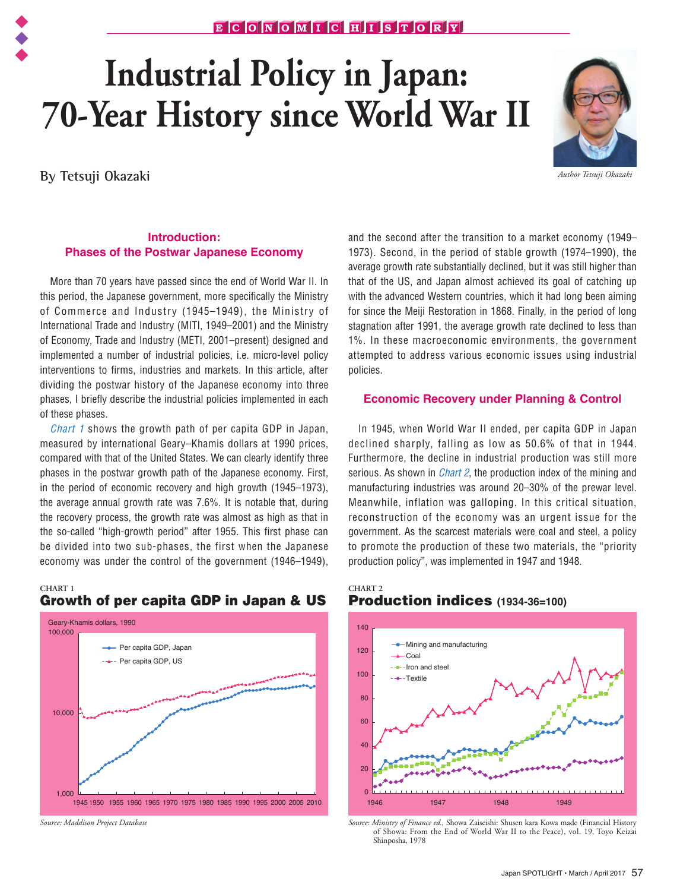# Industrial Policy in Japan: 70-Year History since World War II

By Tetsuji Okazaki

*Author Tetsuji Okazaki*

## Introduction: Phases of the Postwar Japanese Economy

More than 70 years have passed since the end of World War II. In this period, the Japanese government, more specifically the Ministry of Commerce and Industry (1945–1949), the Ministry of International Trade and Industry (MITI, 1949–2001) and the Ministry of Economy, Trade and Industry (METI, 2001–present) designed and implemented a number of industrial policies, i.e. micro-level policy interventions to firms, industries and markets. In this article, after dividing the postwar history of the Japanese economy into three phases, I briefly describe the industrial policies implemented in each of these phases.

*Chart 1* shows the growth path of per capita GDP in Japan, measured by international Geary–Khamis dollars at 1990 prices, compared with that of the United States. We can clearly identify three phases in the postwar growth path of the Japanese economy. First, in the period of economic recovery and high growth (1945–1973), the average annual growth rate was 7.6%. It is notable that, during the recovery process, the growth rate was almost as high as that in the so-called "high-growth period" after 1955. This first phase can be divided into two sub-phases, the first when the Japanese economy was under the control of the government (1946–1949), and the second after the transition to a market economy (1949–1973). Second, in the period of stable growth (1974–1990), the average growth rate substantially declined, but it was still higher than that of the US, and Japan almost achieved its goal of catching up with the advanced Western countries, which it had long been aiming for since the Meiji Restoration in 1868. Finally, in the period of long stagnation after 1991, the average growth rate declined to less than 1%. In these macroeconomic environments, the government attempted to address various economic issues using industrial policies.

## Economic Recovery under Planning & Control

In 1945, when World War II ended, per capita GDP in Japan declined sharply, falling as low as 50.6% of that in 1944. Furthermore, the decline in industrial production was still more serious. As shown in *Chart 2*, the production index of the mining and manufacturing industries was around 20–30% of the prewar level. Meanwhile, inflation was galloping. In this critical situation, reconstruction of the economy was an urgent issue for the government. As the scarcest materials were coal and steel, a policy to promote the production of these two materials, the "priority production policy", was implemented in 1947 and 1948.

CHART 1
**Growth of per capita GDP in Japan & US**

Source: Maddison Project Database

CHART 2
**Production indices (1934-36=100)**

Source: Ministry of Finance ed., Showa Zaiseishi: Shusen kara Kowa made (Financial History of Showa: From the End of World War II to the Peace), vol. 19, Toyo Keizai Shinposha, 1978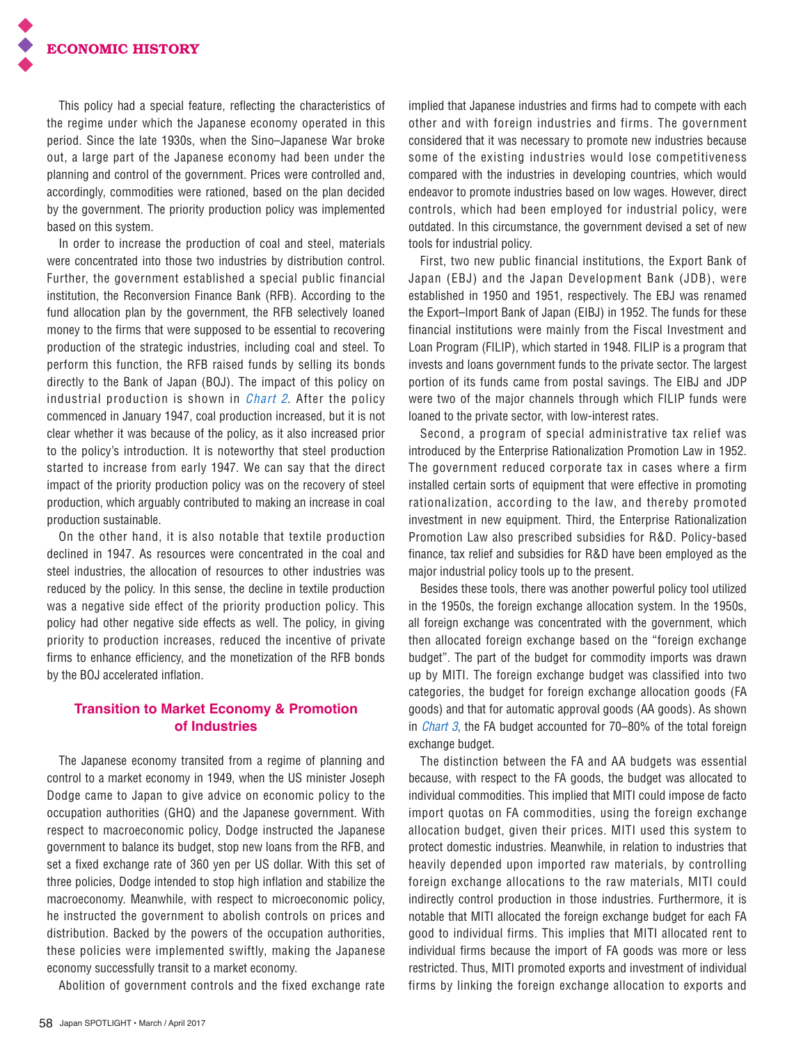This policy had a special feature, reflecting the characteristics of the regime under which the Japanese economy operated in this period. Since the late 1930s, when the Sino–Japanese War broke out, a large part of the Japanese economy had been under the planning and control of the government. Prices were controlled and, accordingly, commodities were rationed, based on the plan decided by the government. The priority production policy was implemented based on this system.

In order to increase the production of coal and steel, materials were concentrated into those two industries by distribution control. Further, the government established a special public financial institution, the Reconversion Finance Bank (RFB). According to the fund allocation plan by the government, the RFB selectively loaned money to the firms that were supposed to be essential to recovering production of the strategic industries, including coal and steel. To perform this function, the RFB raised funds by selling its bonds directly to the Bank of Japan (BOJ). The impact of this policy on industrial production is shown in *Chart 2*. After the policy commenced in January 1947, coal production increased, but it is not clear whether it was because of the policy, as it also increased prior to the policy's introduction. It is noteworthy that steel production started to increase from early 1947. We can say that the direct impact of the priority production policy was on the recovery of steel production, which arguably contributed to making an increase in coal production sustainable.

On the other hand, it is also notable that textile production declined in 1947. As resources were concentrated in the coal and steel industries, the allocation of resources to other industries was reduced by the policy. In this sense, the decline in textile production was a negative side effect of the priority production policy. This policy had other negative side effects as well. The policy, in giving priority to production increases, reduced the incentive of private firms to enhance efficiency, and the monetization of the RFB bonds by the BOJ accelerated inflation.

## Transition to Market Economy & Promotion of Industries

The Japanese economy transited from a regime of planning and control to a market economy in 1949, when the US minister Joseph Dodge came to Japan to give advice on economic policy to the occupation authorities (GHQ) and the Japanese government. With respect to macroeconomic policy, Dodge instructed the Japanese government to balance its budget, stop new loans from the RFB, and set a fixed exchange rate of 360 yen per US dollar. With this set of three policies, Dodge intended to stop high inflation and stabilize the macroeconomy. Meanwhile, with respect to microeconomic policy, he instructed the government to abolish controls on prices and distribution. Backed by the powers of the occupation authorities, these policies were implemented swiftly, making the Japanese economy successfully transit to a market economy.

Abolition of government controls and the fixed exchange rate implied that Japanese industries and firms had to compete with each other and with foreign industries and firms. The government considered that it was necessary to promote new industries because some of the existing industries would lose competitiveness compared with the industries in developing countries, which would endeavor to promote industries based on low wages. However, direct controls, which had been employed for industrial policy, were outdated. In this circumstance, the government devised a set of new tools for industrial policy.

First, two new public financial institutions, the Export Bank of Japan (EBJ) and the Japan Development Bank (JDB), were established in 1950 and 1951, respectively. The EBJ was renamed the Export–Import Bank of Japan (EIBJ) in 1952. The funds for these financial institutions were mainly from the Fiscal Investment and Loan Program (FILIP), which started in 1948. FILIP is a program that invests and loans government funds to the private sector. The largest portion of its funds came from postal savings. The EIBJ and JDP were two of the major channels through which FILIP funds were loaned to the private sector, with low-interest rates.

Second, a program of special administrative tax relief was introduced by the Enterprise Rationalization Promotion Law in 1952. The government reduced corporate tax in cases where a firm installed certain sorts of equipment that were effective in promoting rationalization, according to the law, and thereby promoted investment in new equipment. Third, the Enterprise Rationalization Promotion Law also prescribed subsidies for R&D. Policy-based finance, tax relief and subsidies for R&D have been employed as the major industrial policy tools up to the present.

Besides these tools, there was another powerful policy tool utilized in the 1950s, the foreign exchange allocation system. In the 1950s, all foreign exchange was concentrated with the government, which then allocated foreign exchange based on the "foreign exchange budget". The part of the budget for commodity imports was drawn up by MITI. The foreign exchange budget was classified into two categories, the budget for foreign exchange allocation goods (FA goods) and that for automatic approval goods (AA goods). As shown in *Chart 3*, the FA budget accounted for 70–80% of the total foreign exchange budget.

The distinction between the FA and AA budgets was essential because, with respect to the FA goods, the budget was allocated to individual commodities. This implied that MITI could impose de facto import quotas on FA commodities, using the foreign exchange allocation budget, given their prices. MITI used this system to protect domestic industries. Meanwhile, in relation to industries that heavily depended upon imported raw materials, by controlling foreign exchange allocations to the raw materials, MITI could indirectly control production in those industries. Furthermore, it is notable that MITI allocated the foreign exchange budget for each FA good to individual firms. This implies that MITI allocated rent to individual firms because the import of FA goods was more or less restricted. Thus, MITI promoted exports and investment of individual firms by linking the foreign exchange allocation to exports and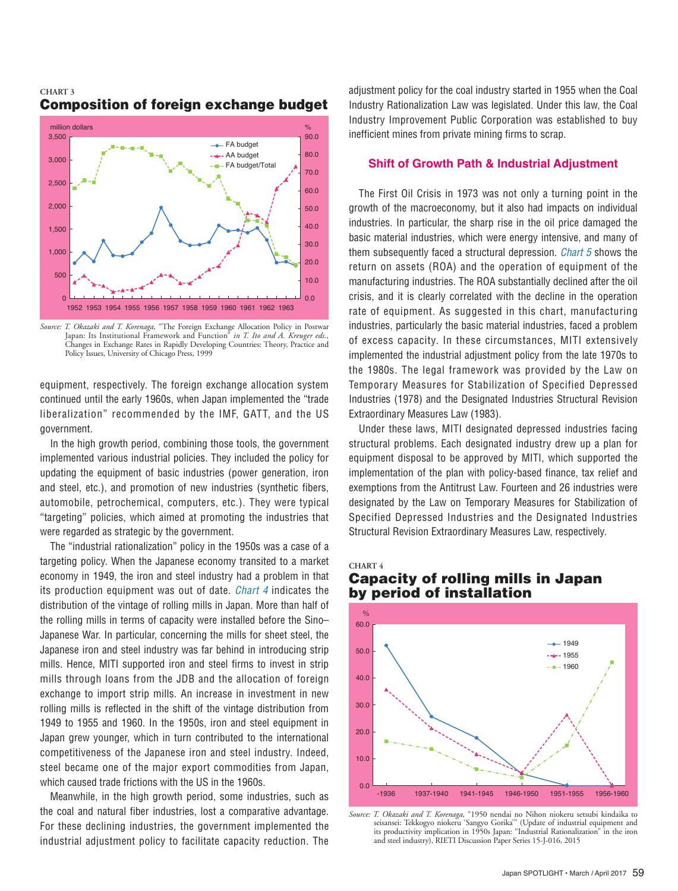CHART 3

### Composition of foreign exchange budget

Source: T. Okazaki and T. Korenaga, "The Foreign Exchange Allocation Policy in Postwar Japan: Its Institutional Framework and Function" *in T. Ito and A. Kreuger eds.,* Changes in Exchange Rates in Rapidly Developing Countries: Theory, Practice and Policy Issues, University of Chicago Press, 1999

equipment, respectively. The foreign exchange allocation system continued until the early 1960s, when Japan implemented the "trade liberalization" recommended by the IMF, GATT, and the US government.

In the high growth period, combining those tools, the government implemented various industrial policies. They included the policy for updating the equipment of basic industries (power generation, iron and steel, etc.), and promotion of new industries (synthetic fibers, automobile, petrochemical, computers, etc.). They were typical "targeting" policies, which aimed at promoting the industries that were regarded as strategic by the government.

The "industrial rationalization" policy in the 1950s was a case of a targeting policy. When the Japanese economy transited to a market economy in 1949, the iron and steel industry had a problem in that its production equipment was out of date. *Chart 4* indicates the distribution of the vintage of rolling mills in Japan. More than half of the rolling mills in terms of capacity were installed before the Sino–Japanese War. In particular, concerning the mills for sheet steel, the Japanese iron and steel industry was far behind in introducing strip mills. Hence, MITI supported iron and steel firms to invest in strip mills through loans from the JDB and the allocation of foreign exchange to import strip mills. An increase in investment in new rolling mills is reflected in the shift of the vintage distribution from 1949 to 1955 and 1960. In the 1950s, iron and steel equipment in Japan grew younger, which in turn contributed to the international competitiveness of the Japanese iron and steel industry. Indeed, steel became one of the major export commodities from Japan, which caused trade frictions with the US in the 1960s.

Meanwhile, in the high growth period, some industries, such as the coal and natural fiber industries, lost a comparative advantage. For these declining industries, the government implemented the industrial adjustment policy to facilitate capacity reduction. The adjustment policy for the coal industry started in 1955 when the Coal Industry Rationalization Law was legislated. Under this law, the Coal Industry Improvement Public Corporation was established to buy inefficient mines from private mining firms to scrap.

## Shift of Growth Path & Industrial Adjustment

The First Oil Crisis in 1973 was not only a turning point in the growth of the macroeconomy, but it also had impacts on individual industries. In particular, the sharp rise in the oil price damaged the basic material industries, which were energy intensive, and many of them subsequently faced a structural depression. *Chart 5* shows the return on assets (ROA) and the operation of equipment of the manufacturing industries. The ROA substantially declined after the oil crisis, and it is clearly correlated with the decline in the operation rate of equipment. As suggested in this chart, manufacturing industries, particularly the basic material industries, faced a problem of excess capacity. In these circumstances, MITI extensively implemented the industrial adjustment policy from the late 1970s to the 1980s. The legal framework was provided by the Law on Temporary Measures for Stabilization of Specified Depressed Industries (1978) and the Designated Industries Structural Revision Extraordinary Measures Law (1983).

Under these laws, MITI designated depressed industries facing structural problems. Each designated industry drew up a plan for equipment disposal to be approved by MITI, which supported the implementation of the plan with policy-based finance, tax relief and exemptions from the Antitrust Law. Fourteen and 26 industries were designated by the Law on Temporary Measures for Stabilization of Specified Depressed Industries and the Designated Industries Structural Revision Extraordinary Measures Law, respectively.

CHART 4

### Capacity of rolling mills in Japan by period of installation

Source: T. Okazaki and T. Korenaga, "1950 nendai no Nihon niokeru setsubi kindaika to seisansei: Tekkogyo niokeru 'Sangyo Gorika'" (Update of industrial equipment and its productivity implication in 1950s Japan: "Industrial Rationalization" in the iron and steel industry), RIETI Discussion Paper Series 15-J-016, 2015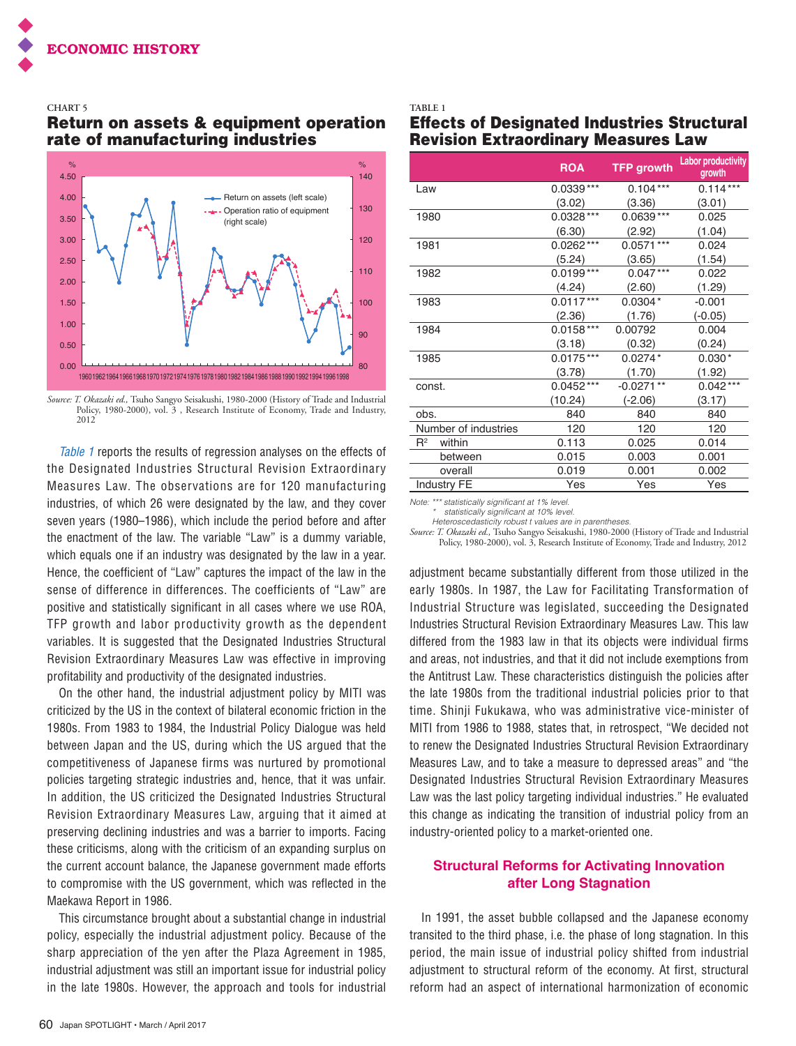**CHART 5**

## Return on assets & equipment operation rate of manufacturing industries

*Source: T. Okazaki ed.,* Tsuho Sangyo Seisakushi, 1980-2000 (History of Trade and Industrial Policy, 1980-2000), vol. 3 , Research Institute of Economy, Trade and Industry, 2012

*Table 1* reports the results of regression analyses on the effects of the Designated Industries Structural Revision Extraordinary Measures Law. The observations are for 120 manufacturing industries, of which 26 were designated by the law, and they cover seven years (1980–1986), which include the period before and after the enactment of the law. The variable "Law" is a dummy variable, which equals one if an industry was designated by the law in a year. Hence, the coefficient of "Law" captures the impact of the law in the sense of difference in differences. The coefficients of "Law" are positive and statistically significant in all cases where we use ROA, TFP growth and labor productivity growth as the dependent variables. It is suggested that the Designated Industries Structural Revision Extraordinary Measures Law was effective in improving profitability and productivity of the designated industries.

On the other hand, the industrial adjustment policy by MITI was criticized by the US in the context of bilateral economic friction in the 1980s. From 1983 to 1984, the Industrial Policy Dialogue was held between Japan and the US, during which the US argued that the competitiveness of Japanese firms was nurtured by promotional policies targeting strategic industries and, hence, that it was unfair. In addition, the US criticized the Designated Industries Structural Revision Extraordinary Measures Law, arguing that it aimed at preserving declining industries and was a barrier to imports. Facing these criticisms, along with the criticism of an expanding surplus on the current account balance, the Japanese government made efforts to compromise with the US government, which was reflected in the Maekawa Report in 1986.

This circumstance brought about a substantial change in industrial policy, especially the industrial adjustment policy. Because of the sharp appreciation of the yen after the Plaza Agreement in 1985, industrial adjustment was still an important issue for industrial policy in the late 1980s. However, the approach and tools for industrial adjustment became substantially different from those utilized in the early 1980s. In 1987, the Law for Facilitating Transformation of Industrial Structure was legislated, succeeding the Designated Industries Structural Revision Extraordinary Measures Law. This law differed from the 1983 law in that its objects were individual firms and areas, not industries, and that it did not include exemptions from the Antitrust Law. These characteristics distinguish the policies after the late 1980s from the traditional industrial policies prior to that time. Shinji Fukukawa, who was administrative vice-minister of MITI from 1986 to 1988, states that, in retrospect, "We decided not to renew the Designated Industries Structural Revision Extraordinary Measures Law, and to take a measure to depressed areas" and "the Designated Industries Structural Revision Extraordinary Measures Law was the last policy targeting individual industries." He evaluated this change as indicating the transition of industrial policy from an industry-oriented policy to a market-oriented one.

**TABLE 1**

## Effects of Designated Industries Structural Revision Extraordinary Measures Law

| | | ROA | TFP growth | Labor productivity growth |
|---|---|---|---|---|
| Law | | 0.0339*** | 0.104*** | 0.114*** |
| | | (3.02) | (3.36) | (3.01) |
| 1980 | | 0.0328*** | 0.0639*** | 0.025 |
| | | (6.30) | (2.92) | (1.04) |
| 1981 | | 0.0262*** | 0.0571*** | 0.024 |
| | | (5.24) | (3.65) | (1.54) |
| 1982 | | 0.0199*** | 0.047*** | 0.022 |
| | | (4.24) | (2.60) | (1.29) |
| 1983 | | 0.0117*** | 0.0304* | -0.001 |
| | | (2.36) | (1.76) | (-0.05) |
| 1984 | | 0.0158*** | 0.00792 | 0.004 |
| | | (3.18) | (0.32) | (0.24) |
| 1985 | | 0.0175*** | 0.0274* | 0.030* |
| | | (3.78) | (1.70) | (1.92) |
| const. | | 0.0452*** | -0.0271** | 0.042*** |
| | | (10.24) | (-2.06) | (3.17) |
| obs. | | 840 | 840 | 840 |
| Number of industries | | 120 | 120 | 120 |
| $R^2$ | within | 0.113 | 0.025 | 0.014 |
| | between | 0.015 | 0.003 | 0.001 |
| | overall | 0.019 | 0.001 | 0.002 |
| Industry FE | | Yes | Yes | Yes |

*Note: \*\*\* statistically significant at 1% level.*
*\* statistically significant at 10% level.*
*Heteroscedasticity robust t values are in parentheses.*

*Source: T. Okazaki ed.,* Tsuho Sangyo Seisakushi, 1980-2000 (History of Trade and Industrial Policy, 1980-2000), vol. 3, Research Institute of Economy, Trade and Industry, 2012

## Structural Reforms for Activating Innovation after Long Stagnation

In 1991, the asset bubble collapsed and the Japanese economy transited to the third phase, i.e. the phase of long stagnation. In this period, the main issue of industrial policy shifted from industrial adjustment to structural reform of the economy. At first, structural reform had an aspect of international harmonization of economic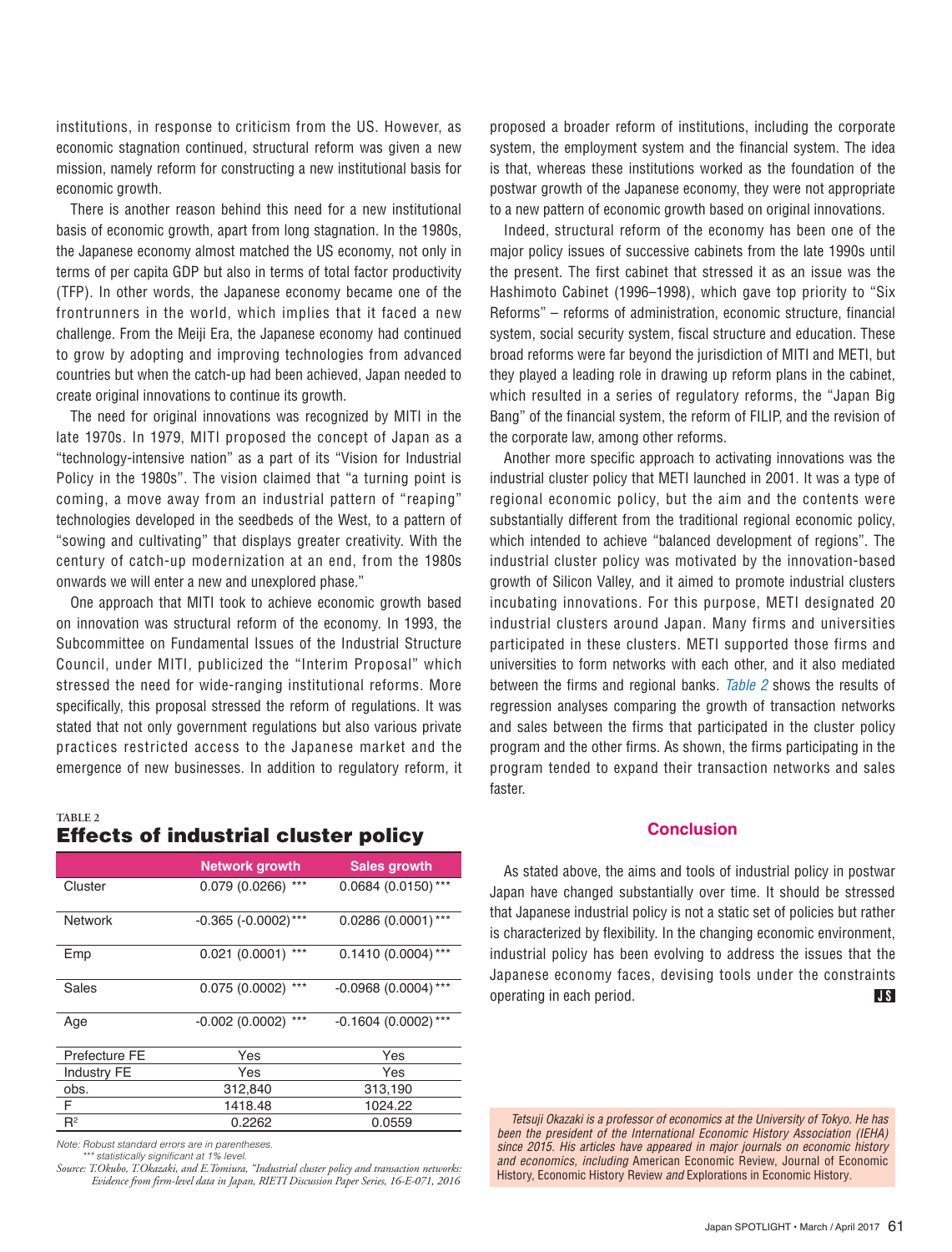institutions, in response to criticism from the US. However, as economic stagnation continued, structural reform was given a new mission, namely reform for constructing a new institutional basis for economic growth.

There is another reason behind this need for a new institutional basis of economic growth, apart from long stagnation. In the 1980s, the Japanese economy almost matched the US economy, not only in terms of per capita GDP but also in terms of total factor productivity (TFP). In other words, the Japanese economy became one of the frontrunners in the world, which implies that it faced a new challenge. From the Meiji Era, the Japanese economy had continued to grow by adopting and improving technologies from advanced countries but when the catch-up had been achieved, Japan needed to create original innovations to continue its growth.

The need for original innovations was recognized by MITI in the late 1970s. In 1979, MITI proposed the concept of Japan as a "technology-intensive nation" as a part of its "Vision for Industrial Policy in the 1980s". The vision claimed that "a turning point is coming, a move away from an industrial pattern of "reaping" technologies developed in the seedbeds of the West, to a pattern of "sowing and cultivating" that displays greater creativity. With the century of catch-up modernization at an end, from the 1980s onwards we will enter a new and unexplored phase."

One approach that MITI took to achieve economic growth based on innovation was structural reform of the economy. In 1993, the Subcommittee on Fundamental Issues of the Industrial Structure Council, under MITI, publicized the "Interim Proposal" which stressed the need for wide-ranging institutional reforms. More specifically, this proposal stressed the reform of regulations. It was stated that not only government regulations but also various private practices restricted access to the Japanese market and the emergence of new businesses. In addition to regulatory reform, it proposed a broader reform of institutions, including the corporate system, the employment system and the financial system. The idea is that, whereas these institutions worked as the foundation of the postwar growth of the Japanese economy, they were not appropriate to a new pattern of economic growth based on original innovations.

Indeed, structural reform of the economy has been one of the major policy issues of successive cabinets from the late 1990s until the present. The first cabinet that stressed it as an issue was the Hashimoto Cabinet (1996–1998), which gave top priority to "Six Reforms" – reforms of administration, economic structure, financial system, social security system, fiscal structure and education. These broad reforms were far beyond the jurisdiction of MITI and METI, but they played a leading role in drawing up reform plans in the cabinet, which resulted in a series of regulatory reforms, the "Japan Big Bang" of the financial system, the reform of FILIP, and the revision of the corporate law, among other reforms.

Another more specific approach to activating innovations was the industrial cluster policy that METI launched in 2001. It was a type of regional economic policy, but the aim and the contents were substantially different from the traditional regional economic policy, which intended to achieve "balanced development of regions". The industrial cluster policy was motivated by the innovation-based growth of Silicon Valley, and it aimed to promote industrial clusters incubating innovations. For this purpose, METI designated 20 industrial clusters around Japan. Many firms and universities participated in these clusters. METI supported those firms and universities to form networks with each other, and it also mediated between the firms and regional banks. *Table 2* shows the results of regression analyses comparing the growth of transaction networks and sales between the firms that participated in the cluster policy program and the other firms. As shown, the firms participating in the program tended to expand their transaction networks and sales faster.

TABLE 2

**Effects of industrial cluster policy**

| | Network growth | Sales growth |
|---|---|---|
| Cluster | 0.079 (0.0266) *** | 0.0684 (0.0150) *** |
| Network | -0.365 (-0.0002) *** | 0.0286 (0.0001) *** |
| Emp | 0.021 (0.0001) *** | 0.1410 (0.0004) *** |
| Sales | 0.075 (0.0002) *** | -0.0968 (0.0004) *** |
| Age | -0.002 (0.0002) *** | -0.1604 (0.0002) *** |
| Prefecture FE | Yes | Yes |
| Industry FE | Yes | Yes |
| obs. | 312,840 | 313,190 |
| F | 1418.48 | 1024.22 |
| $R^2$ | 0.2262 | 0.0559 |

*Note: Robust standard errors are in parentheses.*
*\*\*\* statistically significant at 1% level.*
*Source: T.Okubo, T.Okazaki, and E.Tomiura, "Industrial cluster policy and transaction networks: Evidence from firm-level data in Japan, RIETI Discussion Paper Series, 16-E-071, 2016*

## Conclusion

As stated above, the aims and tools of industrial policy in postwar Japan have changed substantially over time. It should be stressed that Japanese industrial policy is not a static set of policies but rather is characterized by flexibility. In the changing economic environment, industrial policy has been evolving to address the issues that the Japanese economy faces, devising tools under the constraints operating in each period.

*Tetsuji Okazaki is a professor of economics at the University of Tokyo. He has been the president of the International Economic History Association (IEHA) since 2015. His articles have appeared in major journals on economic history and economics, including* American Economic Review, Journal of Economic History, Economic History Review *and* Explorations in Economic History.